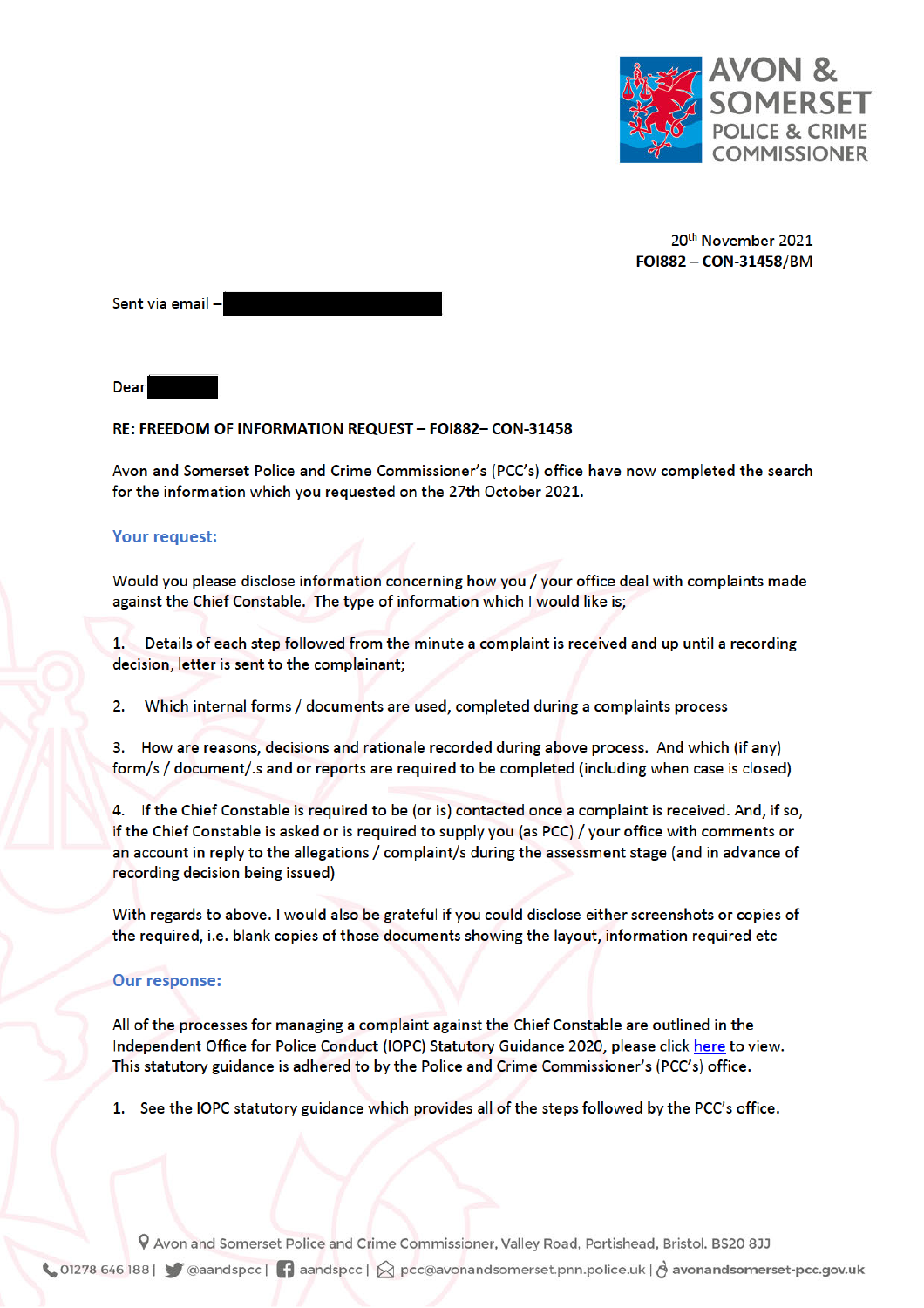20th November 2021
**FOI882 – CON-31458/BM**

Sent via email –

Dear

**RE: FREEDOM OF INFORMATION REQUEST – FOI882– CON-31458**

Avon and Somerset Police and Crime Commissioner's (PCC's) office have now completed the search for the information which you requested on the 27th October 2021.

## Your request:

Would you please disclose information concerning how you / your office deal with complaints made against the Chief Constable. The type of information which I would like is;

1. Details of each step followed from the minute a complaint is received and up until a recording decision, letter is sent to the complainant;

2. Which internal forms / documents are used, completed during a complaints process

3. How are reasons, decisions and rationale recorded during above process. And which (if any) form/s / document/.s and or reports are required to be completed (including when case is closed)

4. If the Chief Constable is required to be (or is) contacted once a complaint is received. And, if so, if the Chief Constable is asked or is required to supply you (as PCC) / your office with comments or an account in reply to the allegations / complaint/s during the assessment stage (and in advance of recording decision being issued)

With regards to above. I would also be grateful if you could disclose either screenshots or copies of the required, i.e. blank copies of those documents showing the layout, information required etc

## Our response:

All of the processes for managing a complaint against the Chief Constable are outlined in the Independent Office for Police Conduct (IOPC) Statutory Guidance 2020, please click here to view. This statutory guidance is adhered to by the Police and Crime Commissioner's (PCC's) office.

1. See the IOPC statutory guidance which provides all of the steps followed by the PCC's office.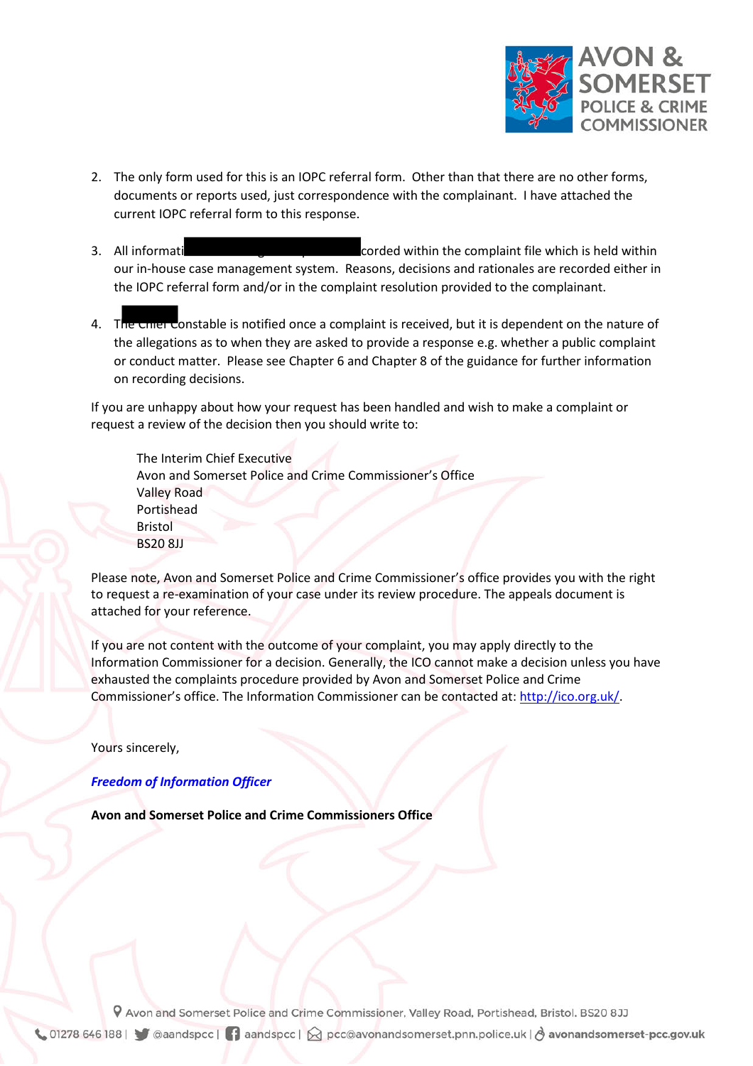2. The only form used for this is an IOPC referral form. Other than that there are no other forms, documents or reports used, just correspondence with the complainant. I have attached the current IOPC referral form to this response.

3. All informati[redacted]corded within the complaint file which is held within our in-house case management system. Reasons, decisions and rationales are recorded either in the IOPC referral form and/or in the complaint resolution provided to the complainant.

4. [redacted]onstable is notified once a complaint is received, but it is dependent on the nature of the allegations as to when they are asked to provide a response e.g. whether a public complaint or conduct matter. Please see Chapter 6 and Chapter 8 of the guidance for further information on recording decisions.

If you are unhappy about how your request has been handled and wish to make a complaint or request a review of the decision then you should write to:

> The Interim Chief Executive
> Avon and Somerset Police and Crime Commissioner's Office
> Valley Road
> Portishead
> Bristol
> BS20 8JJ

Please note, Avon and Somerset Police and Crime Commissioner's office provides you with the right to request a re-examination of your case under its review procedure. The appeals document is attached for your reference.

If you are not content with the outcome of your complaint, you may apply directly to the Information Commissioner for a decision. Generally, the ICO cannot make a decision unless you have exhausted the complaints procedure provided by Avon and Somerset Police and Crime Commissioner's office. The Information Commissioner can be contacted at: http://ico.org.uk/.

Yours sincerely,

***Freedom of Information Officer***

**Avon and Somerset Police and Crime Commissioners Office**